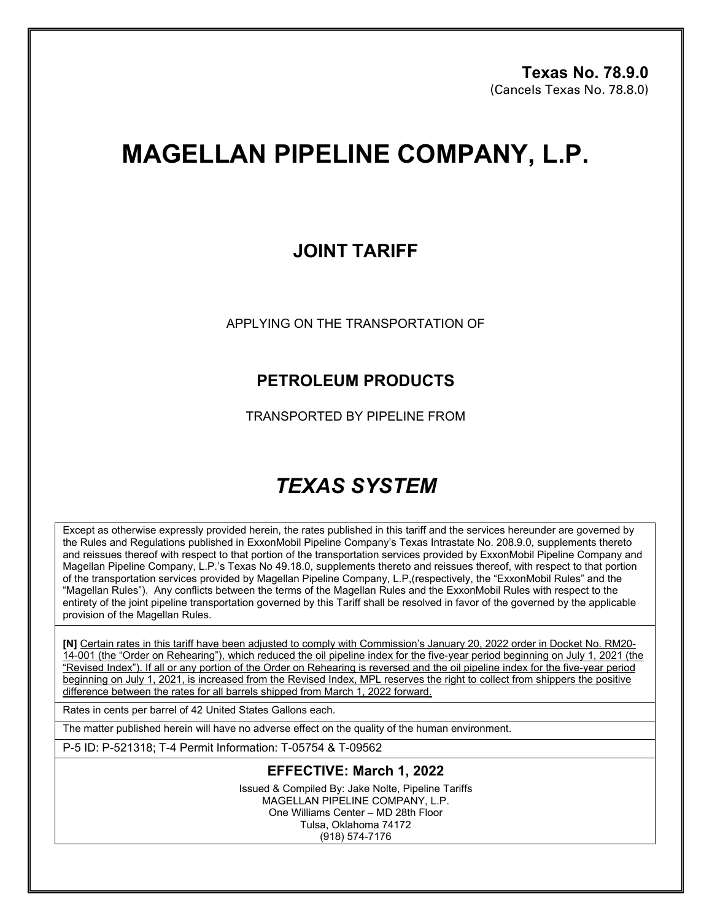**Texas No. 78.9.0**
(Cancels Texas No. 78.8.0)

# MAGELLAN PIPELINE COMPANY, L.P.

## JOINT TARIFF

APPLYING ON THE TRANSPORTATION OF

### PETROLEUM PRODUCTS

TRANSPORTED BY PIPELINE FROM

## *TEXAS SYSTEM*

Except as otherwise expressly provided herein, the rates published in this tariff and the services hereunder are governed by the Rules and Regulations published in ExxonMobil Pipeline Company's Texas Intrastate No. 208.9.0, supplements thereto and reissues thereof with respect to that portion of the transportation services provided by ExxonMobil Pipeline Company and Magellan Pipeline Company, L.P.'s Texas No 49.18.0, supplements thereto and reissues thereof, with respect to that portion of the transportation services provided by Magellan Pipeline Company, L.P,(respectively, the "ExxonMobil Rules" and the "Magellan Rules"). Any conflicts between the terms of the Magellan Rules and the ExxonMobil Rules with respect to the entirety of the joint pipeline transportation governed by this Tariff shall be resolved in favor of the governed by the applicable provision of the Magellan Rules.

**[N]** Certain rates in this tariff have been adjusted to comply with Commission's January 20, 2022 order in Docket No. RM20-14-001 (the "Order on Rehearing"), which reduced the oil pipeline index for the five-year period beginning on July 1, 2021 (the "Revised Index"). If all or any portion of the Order on Rehearing is reversed and the oil pipeline index for the five-year period beginning on July 1, 2021, is increased from the Revised Index, MPL reserves the right to collect from shippers the positive difference between the rates for all barrels shipped from March 1, 2022 forward.

Rates in cents per barrel of 42 United States Gallons each.

The matter published herein will have no adverse effect on the quality of the human environment.

P-5 ID: P-521318; T-4 Permit Information: T-05754 & T-09562

**EFFECTIVE: March 1, 2022**

Issued & Compiled By: Jake Nolte, Pipeline Tariffs
MAGELLAN PIPELINE COMPANY, L.P.
One Williams Center – MD 28th Floor
Tulsa, Oklahoma 74172
(918) 574-7176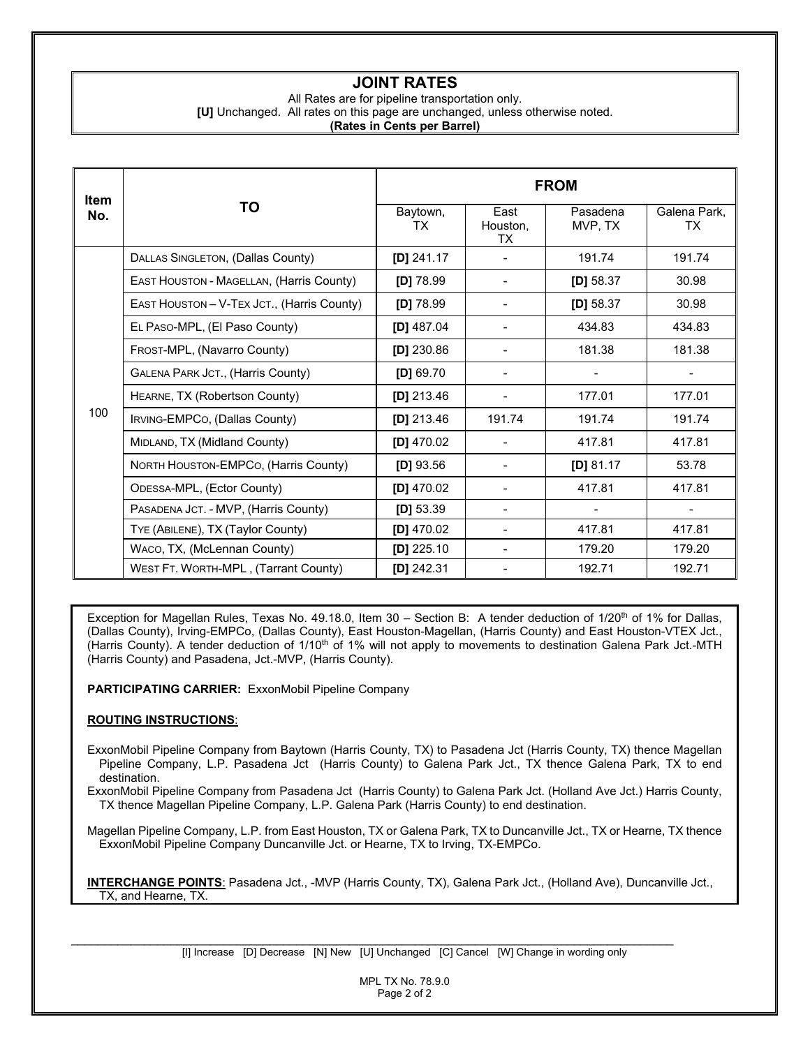## JOINT RATES

All Rates are for pipeline transportation only.
**[U]** Unchanged. All rates on this page are unchanged, unless otherwise noted.
**(Rates in Cents per Barrel)**

| Item No. | TO | FROM | | | |
|---|---|---|---|---|---|
| | | Baytown, TX | East Houston, TX | Pasadena MVP, TX | Galena Park, TX |
| 100 | Dallas Singleton, (Dallas County) | **[D]** 241.17 | - | 191.74 | 191.74 |
| | East Houston - Magellan, (Harris County) | **[D]** 78.99 | - | **[D]** 58.37 | 30.98 |
| | East Houston – V-Tex Jct., (Harris County) | **[D]** 78.99 | - | **[D]** 58.37 | 30.98 |
| | El Paso-MPL, (El Paso County) | **[D]** 487.04 | - | 434.83 | 434.83 |
| | Frost-MPL, (Navarro County) | **[D]** 230.86 | - | 181.38 | 181.38 |
| | Galena Park Jct., (Harris County) | **[D]** 69.70 | - | - | - |
| | Hearne, TX (Robertson County) | **[D]** 213.46 | - | 177.01 | 177.01 |
| | Irving-EMPCo, (Dallas County) | **[D]** 213.46 | 191.74 | 191.74 | 191.74 |
| | Midland, TX (Midland County) | **[D]** 470.02 | - | 417.81 | 417.81 |
| | North Houston-EMPCo, (Harris County) | **[D]** 93.56 | - | **[D]** 81.17 | 53.78 |
| | Odessa-MPL, (Ector County) | **[D]** 470.02 | - | 417.81 | 417.81 |
| | Pasadena Jct. - MVP, (Harris County) | **[D]** 53.39 | - | - | - |
| | Tye (Abilene), TX (Taylor County) | **[D]** 470.02 | - | 417.81 | 417.81 |
| | Waco, TX, (McLennan County) | **[D]** 225.10 | - | 179.20 | 179.20 |
| | West Ft. Worth-MPL , (Tarrant County) | **[D]** 242.31 | - | 192.71 | 192.71 |

Exception for Magellan Rules, Texas No. 49.18.0, Item 30 – Section B: A tender deduction of 1/20th of 1% for Dallas, (Dallas County), Irving-EMPCo, (Dallas County), East Houston-Magellan, (Harris County) and East Houston-VTEX Jct., (Harris County). A tender deduction of 1/10th of 1% will not apply to movements to destination Galena Park Jct.-MTH (Harris County) and Pasadena, Jct.-MVP, (Harris County).

**PARTICIPATING CARRIER:** ExxonMobil Pipeline Company

**ROUTING INSTRUCTIONS**:

ExxonMobil Pipeline Company from Baytown (Harris County, TX) to Pasadena Jct (Harris County, TX) thence Magellan Pipeline Company, L.P. Pasadena Jct (Harris County) to Galena Park Jct., TX thence Galena Park, TX to end destination.

ExxonMobil Pipeline Company from Pasadena Jct (Harris County) to Galena Park Jct. (Holland Ave Jct.) Harris County, TX thence Magellan Pipeline Company, L.P. Galena Park (Harris County) to end destination.

Magellan Pipeline Company, L.P. from East Houston, TX or Galena Park, TX to Duncanville Jct., TX or Hearne, TX thence ExxonMobil Pipeline Company Duncanville Jct. or Hearne, TX to Irving, TX-EMPCo.

**INTERCHANGE POINTS**: Pasadena Jct., -MVP (Harris County, TX), Galena Park Jct., (Holland Ave), Duncanville Jct., TX, and Hearne, TX.

[I] Increase [D] Decrease [N] New [U] Unchanged [C] Cancel [W] Change in wording only

MPL TX No. 78.9.0